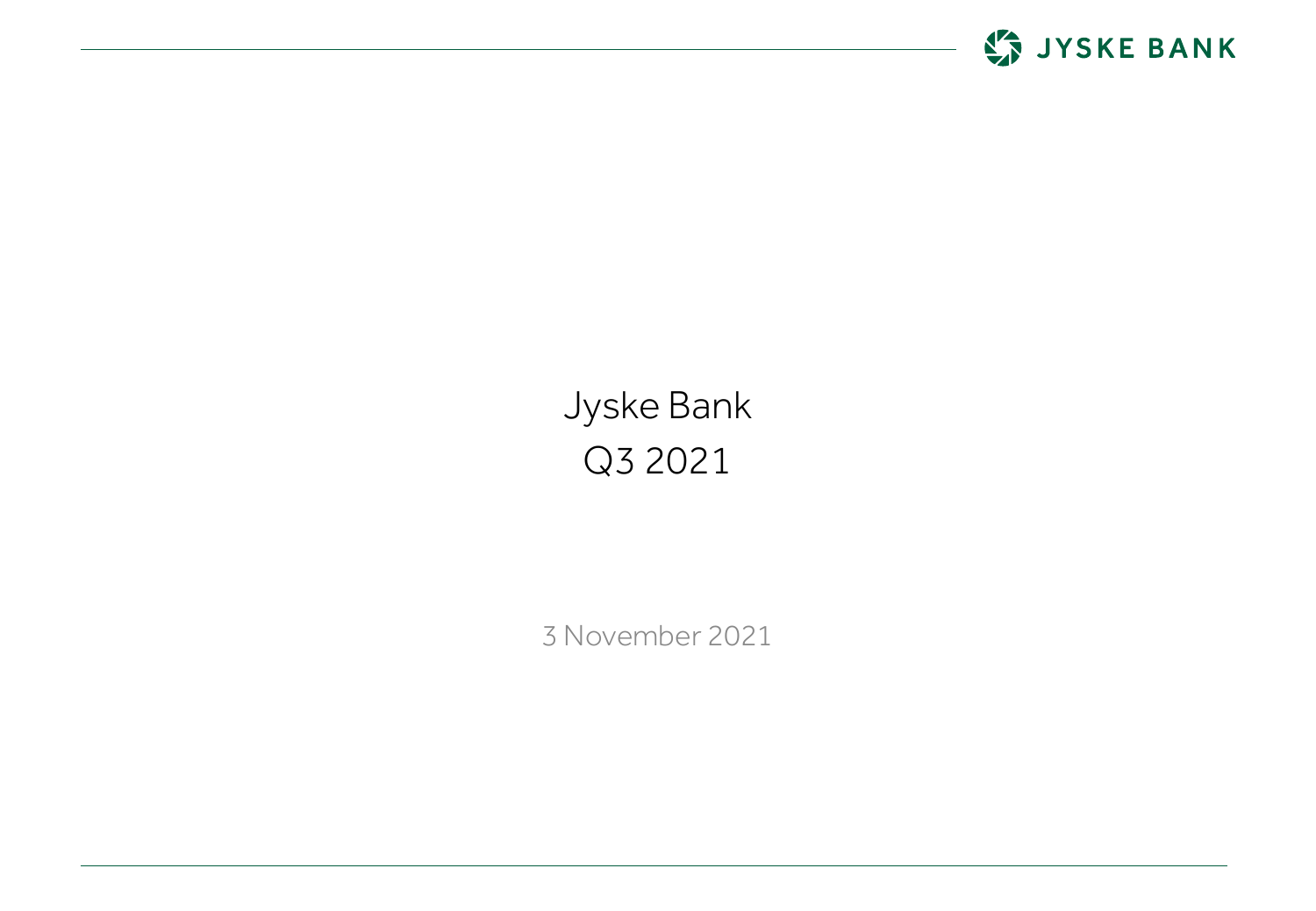# Jyske Bank
# Q3 2021

3 November 2021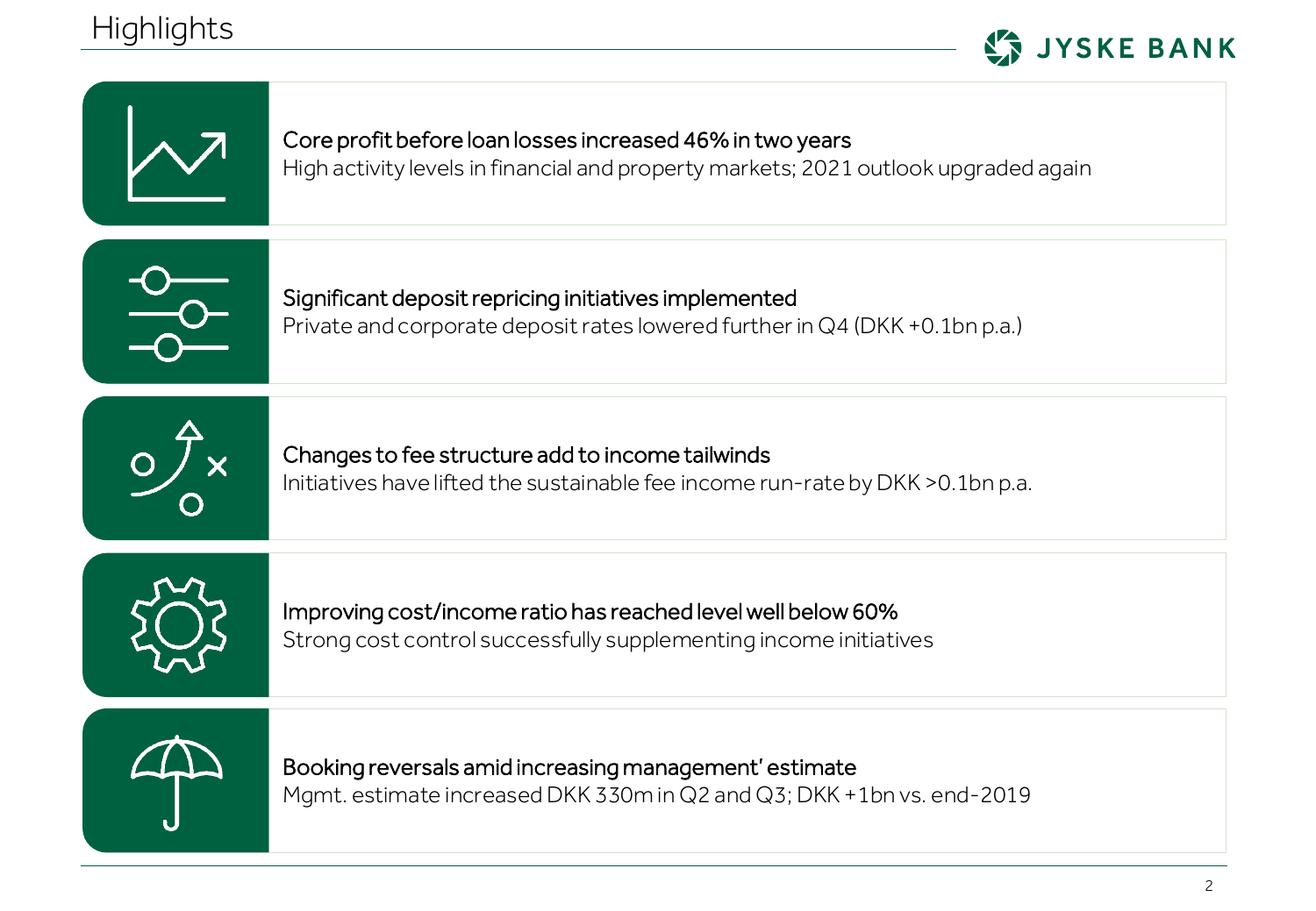# Highlights

**Core profit before loan losses increased 46% in two years**
High activity levels in financial and property markets; 2021 outlook upgraded again

**Significant deposit repricing initiatives implemented**
Private and corporate deposit rates lowered further in Q4 (DKK +0.1bn p.a.)

**Changes to fee structure add to income tailwinds**
Initiatives have lifted the sustainable fee income run-rate by DKK >0.1bn p.a.

**Improving cost/income ratio has reached level well below 60%**
Strong cost control successfully supplementing income initiatives

**Booking reversals amid increasing management' estimate**
Mgmt. estimate increased DKK 330m in Q2 and Q3; DKK +1bn vs. end-2019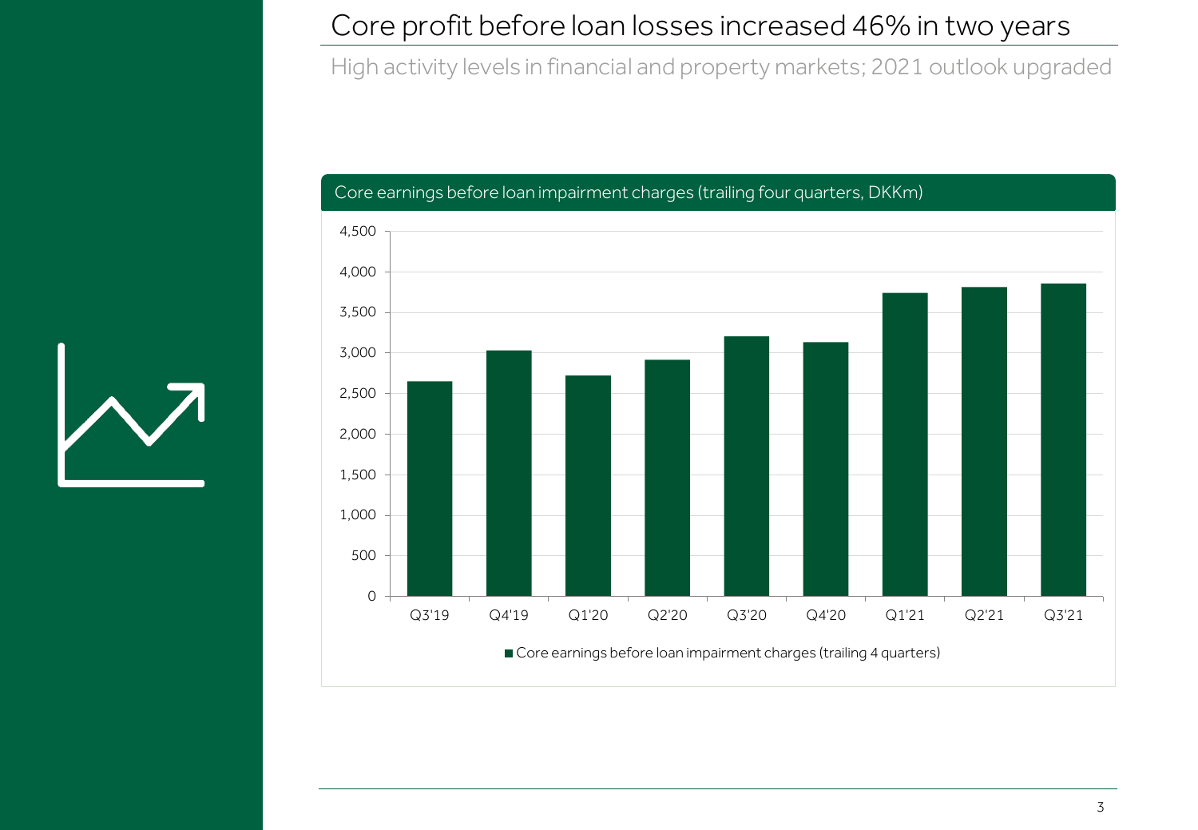# Core profit before loan losses increased 46% in two years

High activity levels in financial and property markets; 2021 outlook upgraded

Core earnings before loan impairment charges (trailing four quarters, DKKm)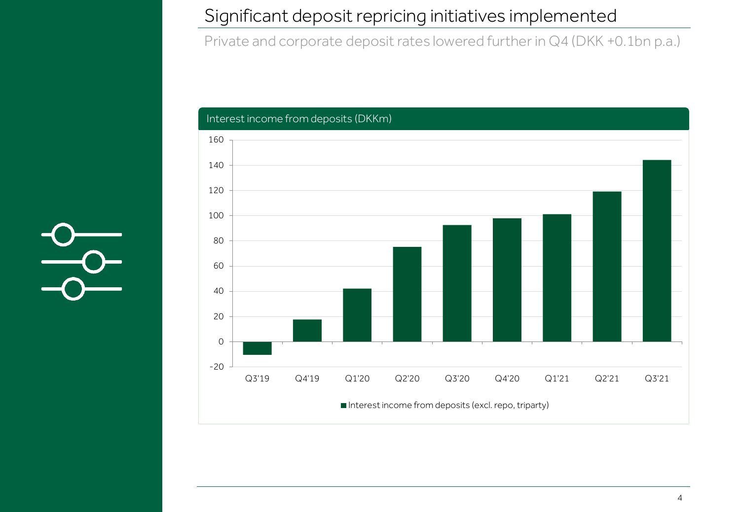# Significant deposit repricing initiatives implemented

Private and corporate deposit rates lowered further in Q4 (DKK +0.1bn p.a.)

Interest income from deposits (DKKm)

| Quarter | Interest income from deposits (excl. repo, triparty) |
| --- | --- |
| Q3'19 | -10 |
| Q4'19 | 17 |
| Q1'20 | 42 |
| Q2'20 | 75 |
| Q3'20 | 92 |
| Q4'20 | 98 |
| Q1'21 | 101 |
| Q2'21 | 119 |
| Q3'21 | 144 |

■ Interest income from deposits (excl. repo, triparty)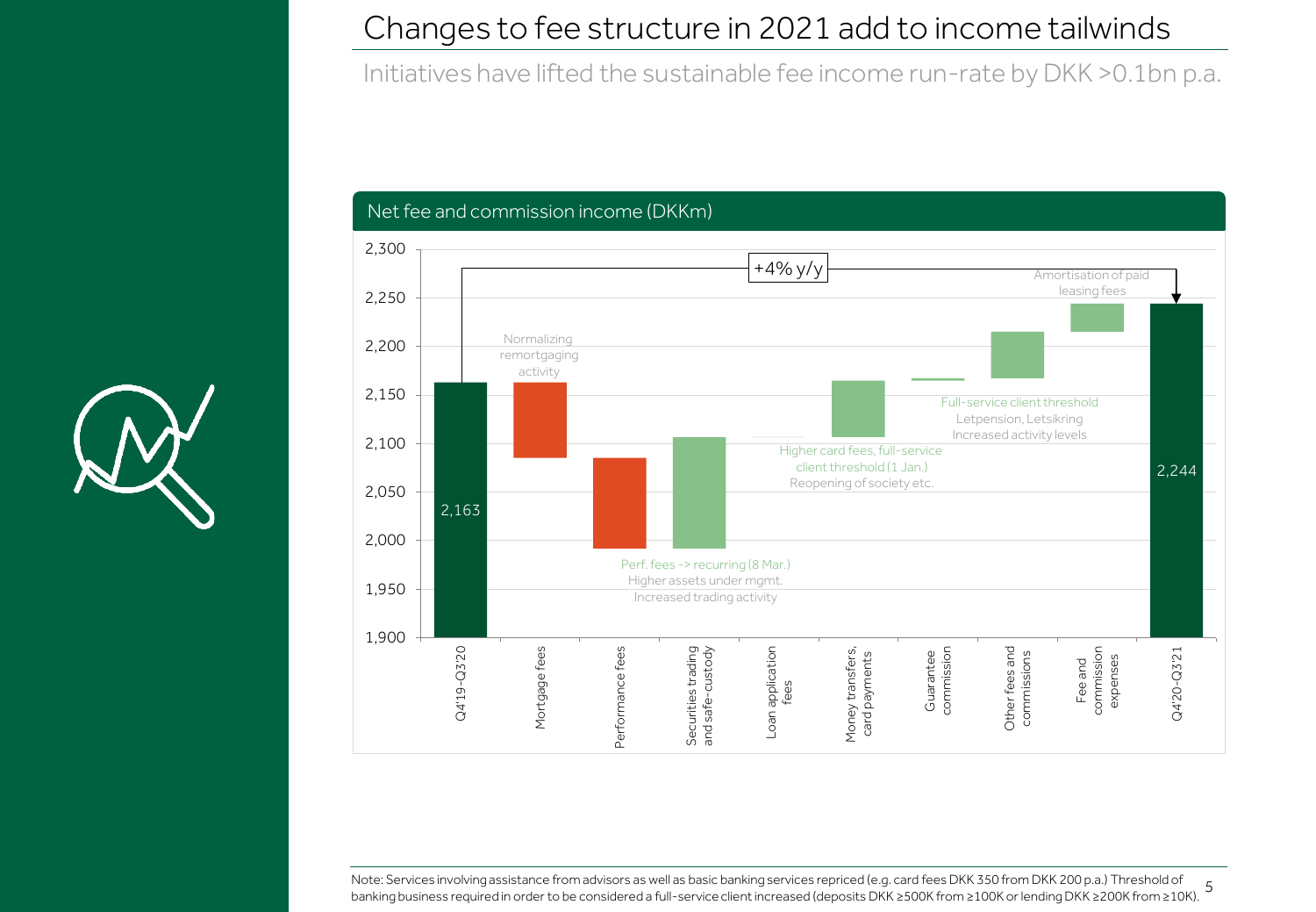# Changes to fee structure in 2021 add to income tailwinds

Initiatives have lifted the sustainable fee income run-rate by DKK >0.1bn p.a.

## Net fee and commission income (DKKm)

+4% y/y

| Item | Value / change | Comment |
|---|---|---|
| Q4'19-Q3'20 | 2,163 | |
| Mortgage fees | Decrease | Normalizing remortgaging activity |
| Performance fees | Decrease | |
| Securities trading and safe-custody | Increase | Perf. fees -> recurring (8 Mar.) Higher assets under mgmt. Increased trading activity |
| Loan application fees | | |
| Money transfers, card payments | Increase | Higher card fees, full-service client threshold (1 Jan.) Reopening of society etc. |
| Guarantee commission | | |
| Other fees and commissions | Increase | Full-service client threshold Letpension, Letsikring Increased activity levels |
| Fee and commission expenses | Increase | Amortisation of paid leasing fees |
| Q4'20-Q3'21 | 2,244 | |

Note: Services involving assistance from advisors as well as basic banking services repriced (e.g. card fees DKK 350 from DKK 200 p.a.) Threshold of banking business required in order to be considered a full-service client increased (deposits DKK ≥500K from ≥100K or lending DKK ≥200K from ≥10K).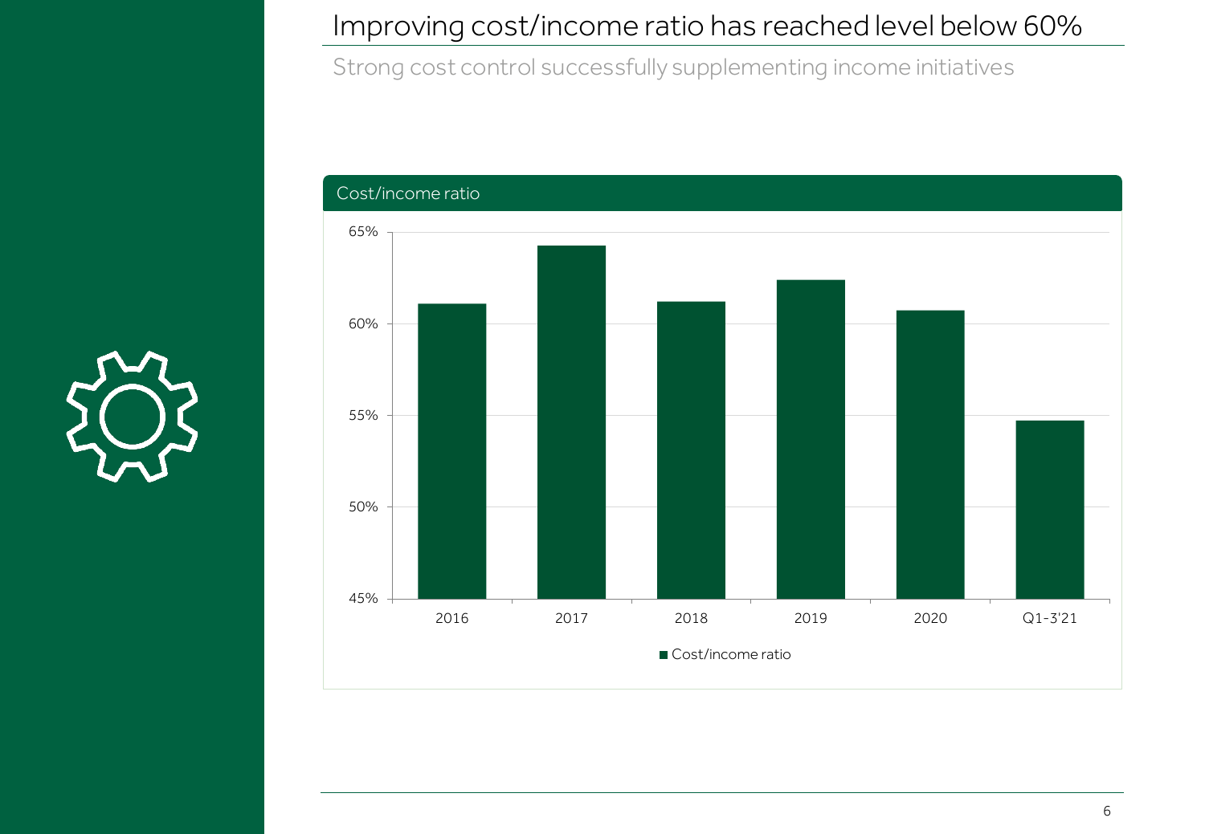# Improving cost/income ratio has reached level below 60%

Strong cost control successfully supplementing income initiatives

Cost/income ratio

| Period | Cost/income ratio |
|---|---|
| 2016 | ~61% |
| 2017 | ~64% |
| 2018 | ~61% |
| 2019 | ~62% |
| 2020 | ~61% |
| Q1-3'21 | ~55% |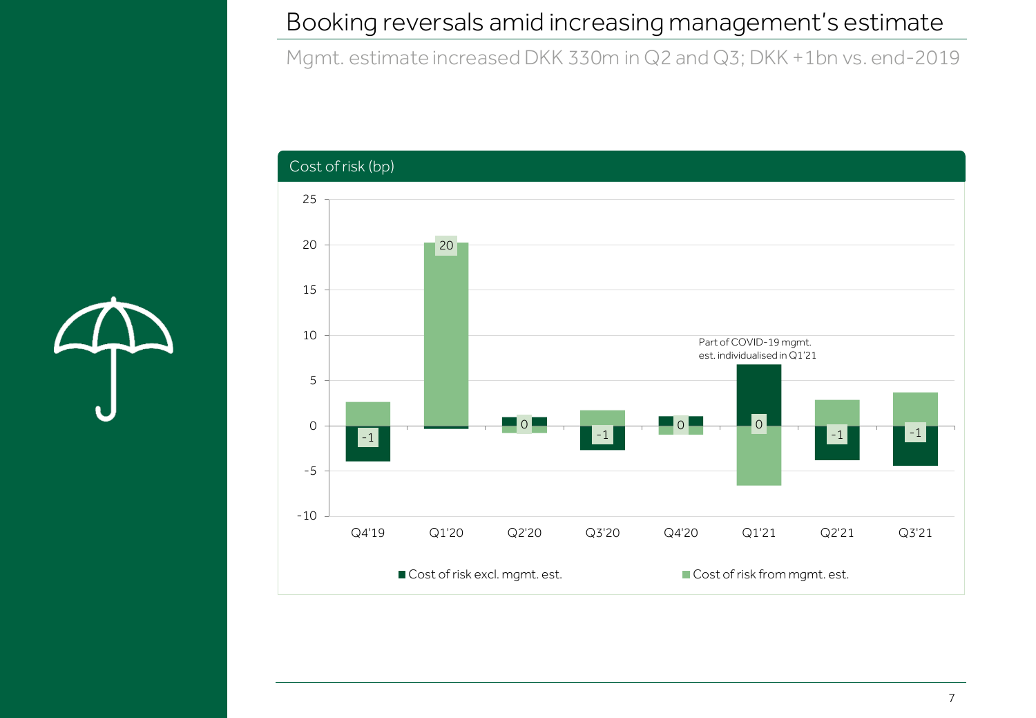# Booking reversals amid increasing management's estimate

Mgmt. estimate increased DKK 330m in Q2 and Q3; DKK +1bn vs. end-2019

Cost of risk (bp)

| | Q4'19 | Q1'20 | Q2'20 | Q3'20 | Q4'20 | Q1'21 | Q2'21 | Q3'21 |
|---|---|---|---|---|---|---|---|---|
| Total | -1 | 20 | 0 | -1 | 0 | 0 | -1 | -1 |

Part of COVID-19 mgmt. est. individualised in Q1'21

■ Cost of risk excl. mgmt. est. ■ Cost of risk from mgmt. est.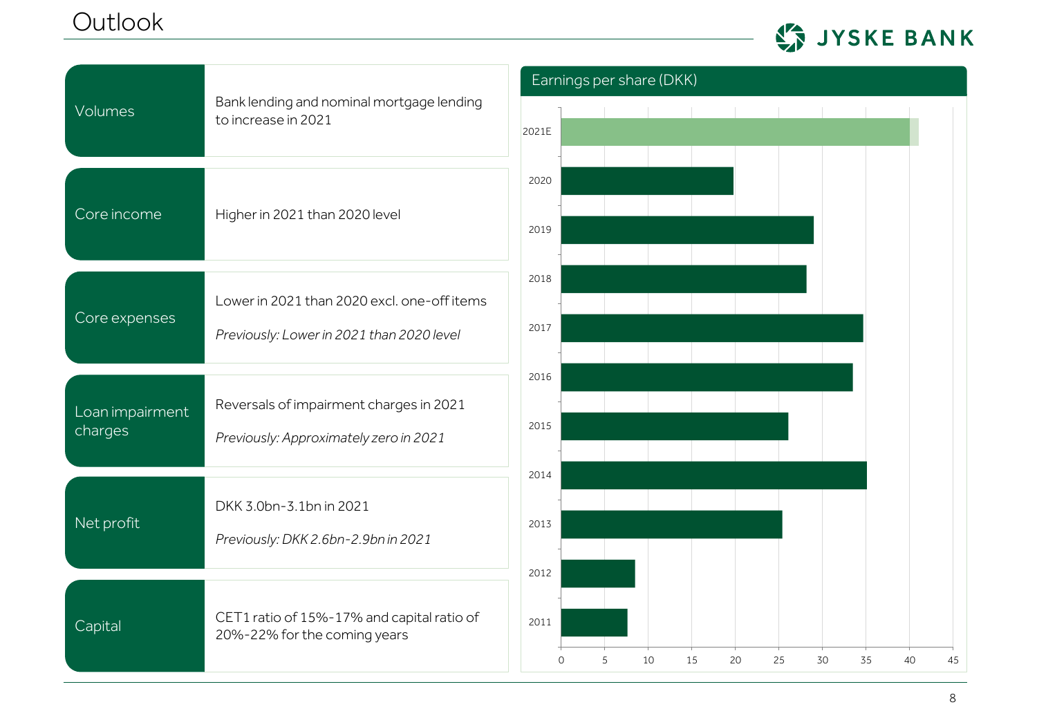# Outlook

| | |
|---|---|
| Volumes | Bank lending and nominal mortgage lending to increase in 2021 |
| Core income | Higher in 2021 than 2020 level |
| Core expenses | Lower in 2021 than 2020 excl. one-off items<br>*Previously: Lower in 2021 than 2020 level* |
| Loan impairment charges | Reversals of impairment charges in 2021<br>*Previously: Approximately zero in 2021* |
| Net profit | DKK 3.0bn-3.1bn in 2021<br>*Previously: DKK 2.6bn-2.9bn in 2021* |
| Capital | CET1 ratio of 15%-17% and capital ratio of 20%-22% for the coming years |

## Earnings per share (DKK)

| Year | EPS (DKK, approx.) |
|---|---|
| 2021E | 40-41 |
| 2020 | 20 |
| 2019 | 29 |
| 2018 | 28 |
| 2017 | 35 |
| 2016 | 34 |
| 2015 | 26 |
| 2014 | 35 |
| 2013 | 25 |
| 2012 | 8 |
| 2011 | 8 |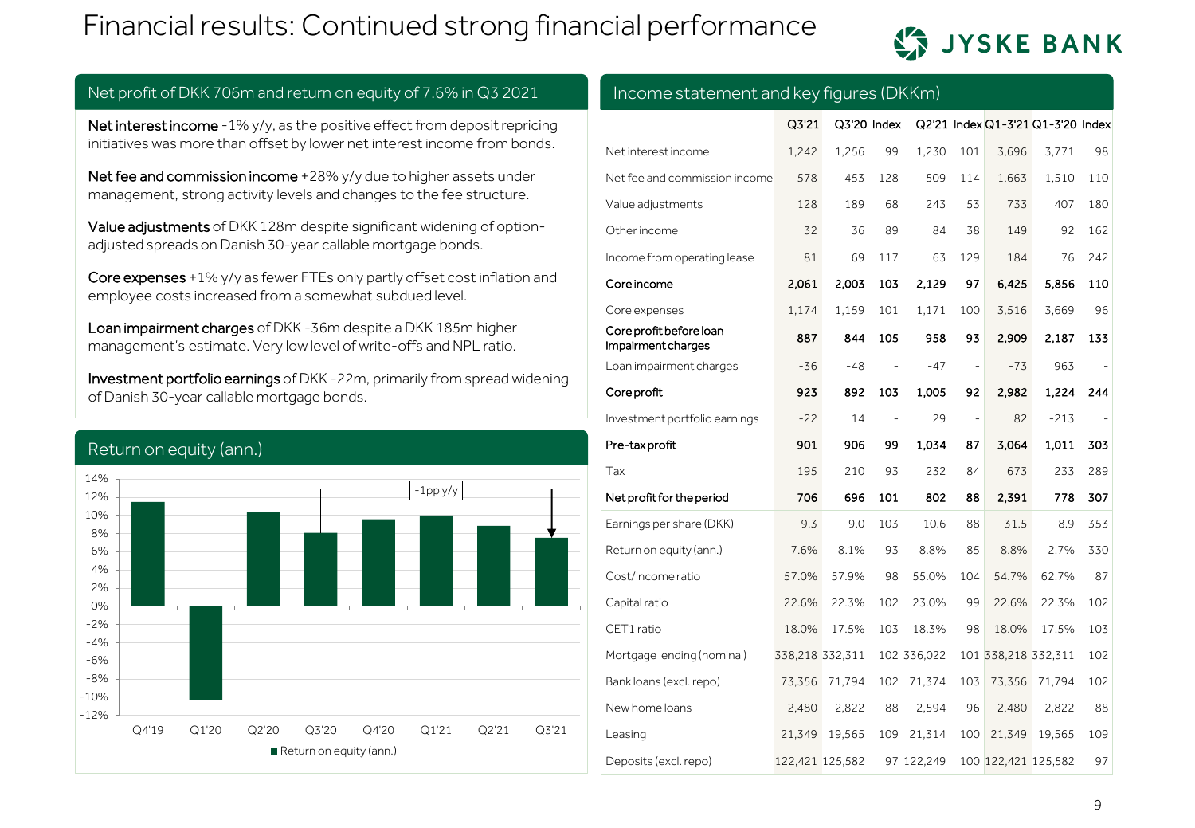# Financial results: Continued strong financial performance

## Net profit of DKK 706m and return on equity of 7.6% in Q3 2021

**Net interest income** -1% y/y, as the positive effect from deposit repricing initiatives was more than offset by lower net interest income from bonds.

**Net fee and commission income** +28% y/y due to higher assets under management, strong activity levels and changes to the fee structure.

**Value adjustments** of DKK 128m despite significant widening of option-adjusted spreads on Danish 30-year callable mortgage bonds.

**Core expenses** +1% y/y as fewer FTEs only partly offset cost inflation and employee costs increased from a somewhat subdued level.

**Loan impairment charges** of DKK -36m despite a DKK 185m higher management's estimate. Very low level of write-offs and NPL ratio.

**Investment portfolio earnings** of DKK -22m, primarily from spread widening of Danish 30-year callable mortgage bonds.

## Return on equity (ann.)

| | Q4'19 | Q1'20 | Q2'20 | Q3'20 | Q4'20 | Q1'21 | Q2'21 | Q3'21 |
|---|---|---|---|---|---|---|---|---|
| Return on equity (ann.) | ~11.5% | ~-10.3% | ~10.4% | 8.1% | ~9.6% | ~10.0% | 8.8% | 7.6% |

-1pp y/y

## Income statement and key figures (DKKm)

| | Q3'21 | Q3'20 | Index | Q2'21 | Index | Q1-3'21 | Q1-3'20 | Index |
|---|---|---|---|---|---|---|---|---|
| Net interest income | 1,242 | 1,256 | 99 | 1,230 | 101 | 3,696 | 3,771 | 98 |
| Net fee and commission income | 578 | 453 | 128 | 509 | 114 | 1,663 | 1,510 | 110 |
| Value adjustments | 128 | 189 | 68 | 243 | 53 | 733 | 407 | 180 |
| Other income | 32 | 36 | 89 | 84 | 38 | 149 | 92 | 162 |
| Income from operating lease | 81 | 69 | 117 | 63 | 129 | 184 | 76 | 242 |
| **Core income** | **2,061** | **2,003** | **103** | **2,129** | **97** | **6,425** | **5,856** | **110** |
| Core expenses | 1,174 | 1,159 | 101 | 1,171 | 100 | 3,516 | 3,669 | 96 |
| **Core profit before loan impairment charges** | **887** | **844** | **105** | **958** | **93** | **2,909** | **2,187** | **133** |
| Loan impairment charges | -36 | -48 | - | -47 | - | -73 | 963 | - |
| **Core profit** | **923** | **892** | **103** | **1,005** | **92** | **2,982** | **1,224** | **244** |
| Investment portfolio earnings | -22 | 14 | - | 29 | - | 82 | -213 | - |
| **Pre-tax profit** | **901** | **906** | **99** | **1,034** | **87** | **3,064** | **1,011** | **303** |
| Tax | 195 | 210 | 93 | 232 | 84 | 673 | 233 | 289 |
| **Net profit for the period** | **706** | **696** | **101** | **802** | **88** | **2,391** | **778** | **307** |
| Earnings per share (DKK) | 9.3 | 9.0 | 103 | 10.6 | 88 | 31.5 | 8.9 | 353 |
| Return on equity (ann.) | 7.6% | 8.1% | 93 | 8.8% | 85 | 8.8% | 2.7% | 330 |
| Cost/income ratio | 57.0% | 57.9% | 98 | 55.0% | 104 | 54.7% | 62.7% | 87 |
| Capital ratio | 22.6% | 22.3% | 102 | 23.0% | 99 | 22.6% | 22.3% | 102 |
| CET1 ratio | 18.0% | 17.5% | 103 | 18.3% | 98 | 18.0% | 17.5% | 103 |
| Mortgage lending (nominal) | 338,218 | 332,311 | 102 | 336,022 | 101 | 338,218 | 332,311 | 102 |
| Bank loans (excl. repo) | 73,356 | 71,794 | 102 | 71,374 | 103 | 73,356 | 71,794 | 102 |
| New home loans | 2,480 | 2,822 | 88 | 2,594 | 96 | 2,480 | 2,822 | 88 |
| Leasing | 21,349 | 19,565 | 109 | 21,314 | 100 | 21,349 | 19,565 | 109 |
| Deposits (excl. repo) | 122,421 | 125,582 | 97 | 122,249 | 100 | 122,421 | 125,582 | 97 |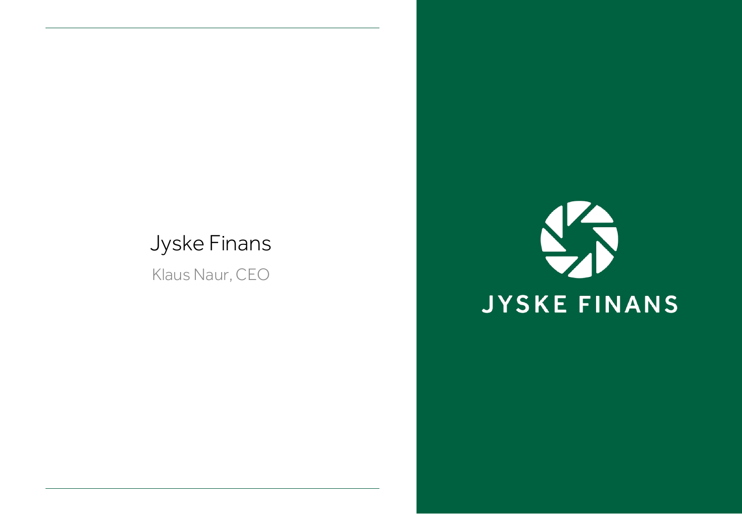# Jyske Finans

Klaus Naur, CEO

JYSKE FINANS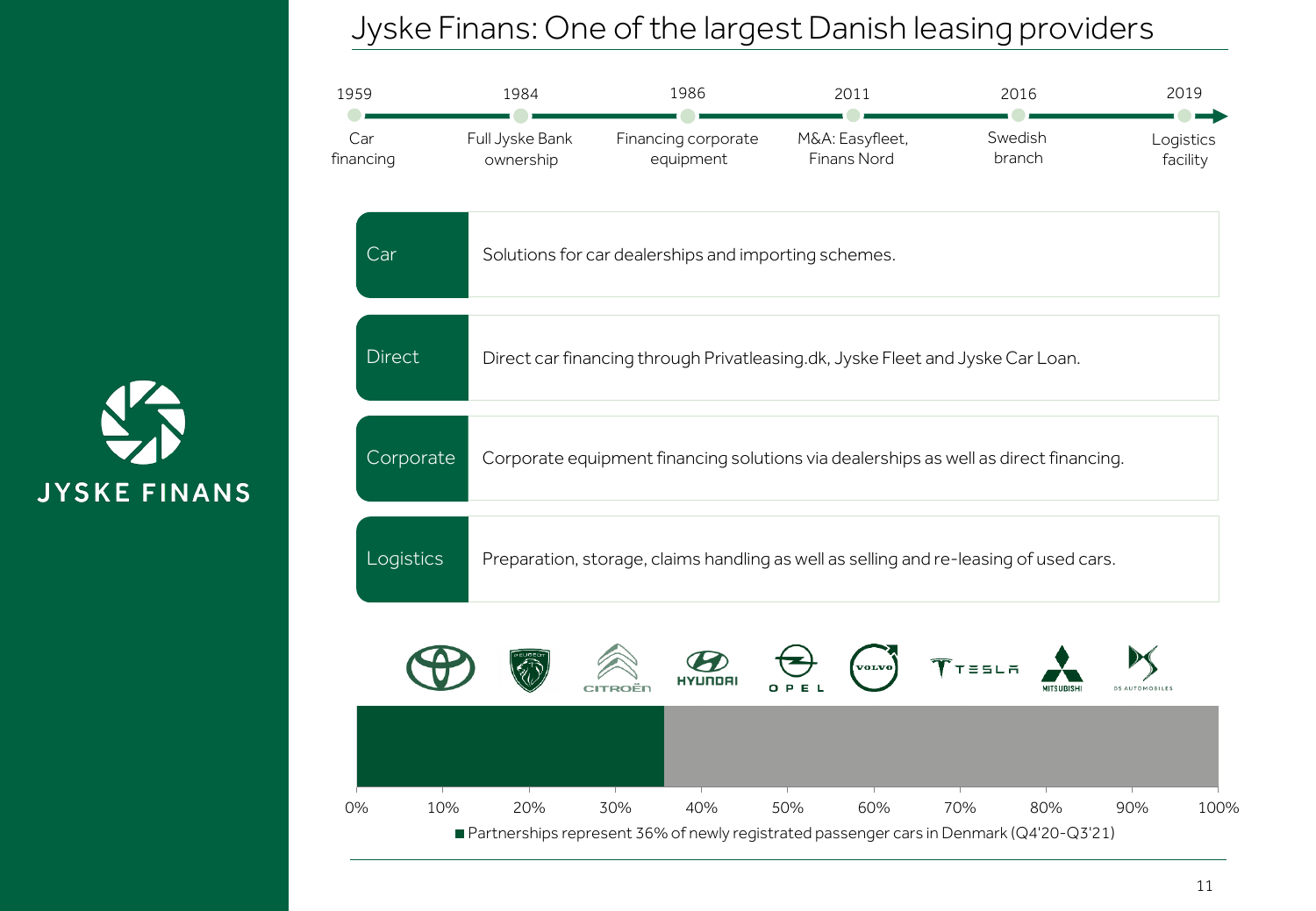# Jyske Finans: One of the largest Danish leasing providers

| Year | Milestone |
|---|---|
| 1959 | Car financing |
| 1984 | Full Jyske Bank ownership |
| 1986 | Financing corporate equipment |
| 2011 | M&A: Easyfleet, Finans Nord |
| 2016 | Swedish branch |
| 2019 | Logistics facility |

| | |
|---|---|
| Car | Solutions for car dealerships and importing schemes. |
| Direct | Direct car financing through Privatleasing.dk, Jyske Fleet and Jyske Car Loan. |
| Corporate | Corporate equipment financing solutions via dealerships as well as direct financing. |
| Logistics | Preparation, storage, claims handling as well as selling and re-leasing of used cars. |

JYSKE FINANS

Toyota, Peugeot, Citroën, Hyundai, Opel, Volvo, Tesla, Mitsubishi, DS Automobiles

0% 10% 20% 30% 40% 50% 60% 70% 80% 90% 100%

Partnerships represent 36% of newly registrated passenger cars in Denmark (Q4'20-Q3'21)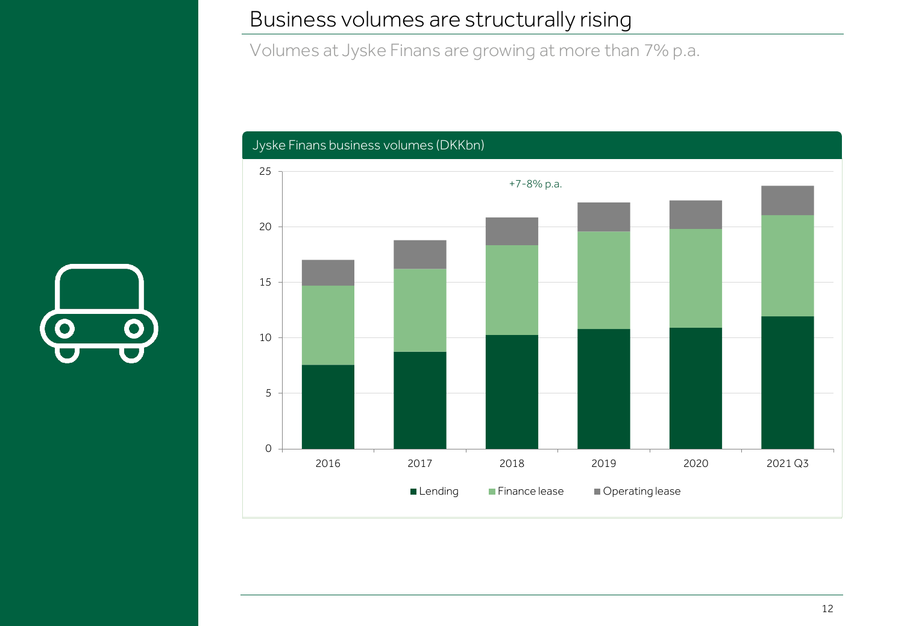# Business volumes are structurally rising

Volumes at Jyske Finans are growing at more than 7% p.a.

Jyske Finans business volumes (DKKbn)

+7-8% p.a.

25
20
15
10
5
0

2016 2017 2018 2019 2020 2021 Q3

Lending Finance lease Operating lease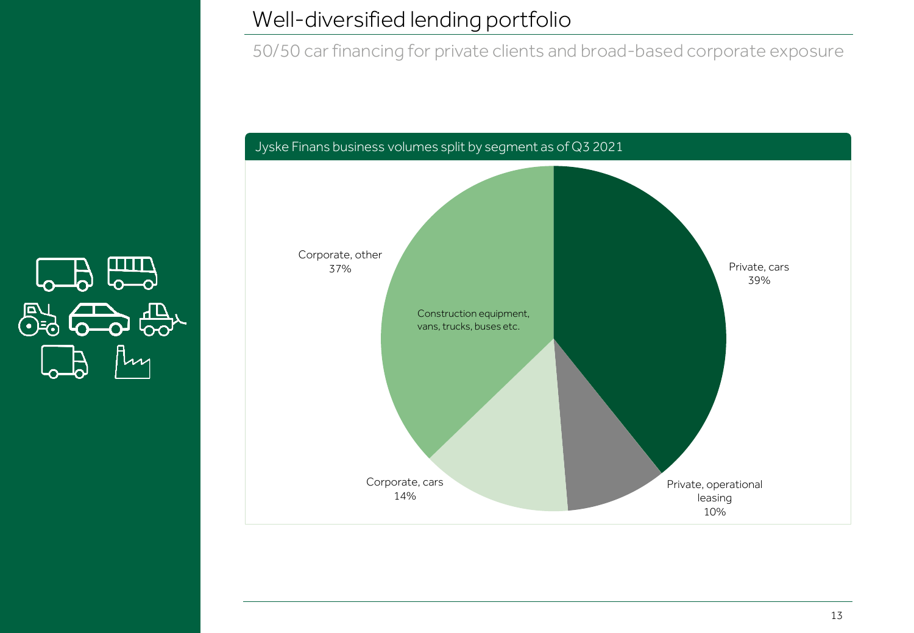# Well-diversified lending portfolio

50/50 car financing for private clients and broad-based corporate exposure

Jyske Finans business volumes split by segment as of Q3 2021

| Segment | Share |
| --- | --- |
| Private, cars | 39% |
| Private, operational leasing | 10% |
| Corporate, cars | 14% |
| Corporate, other (Construction equipment, vans, trucks, buses etc.) | 37% |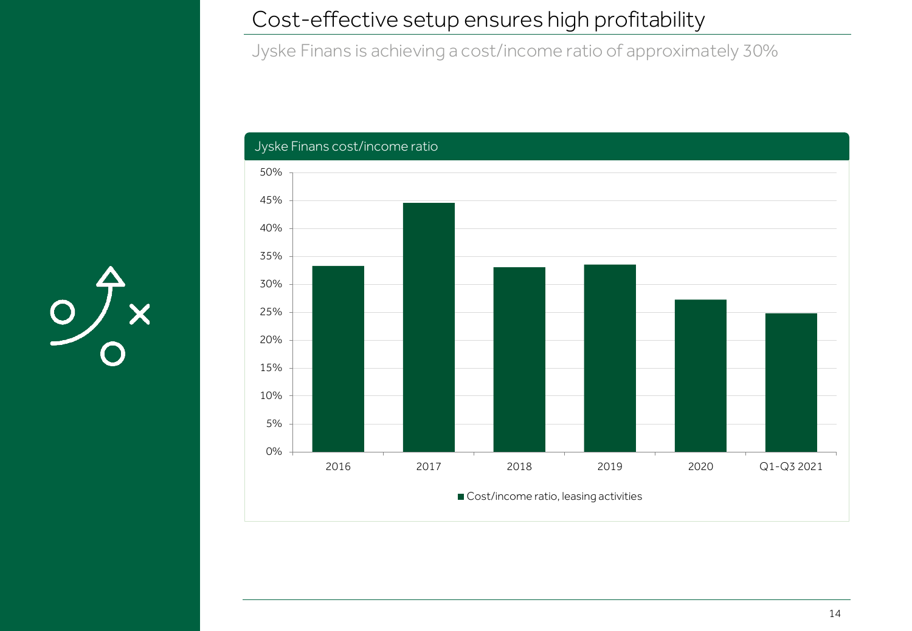# Cost-effective setup ensures high profitability

Jyske Finans is achieving a cost/income ratio of approximately 30%

Jyske Finans cost/income ratio

| | Cost/income ratio, leasing activities |
|---|---|
| 2016 | ~33% |
| 2017 | ~45% |
| 2018 | ~33% |
| 2019 | ~34% |
| 2020 | ~27% |
| Q1-Q3 2021 | ~25% |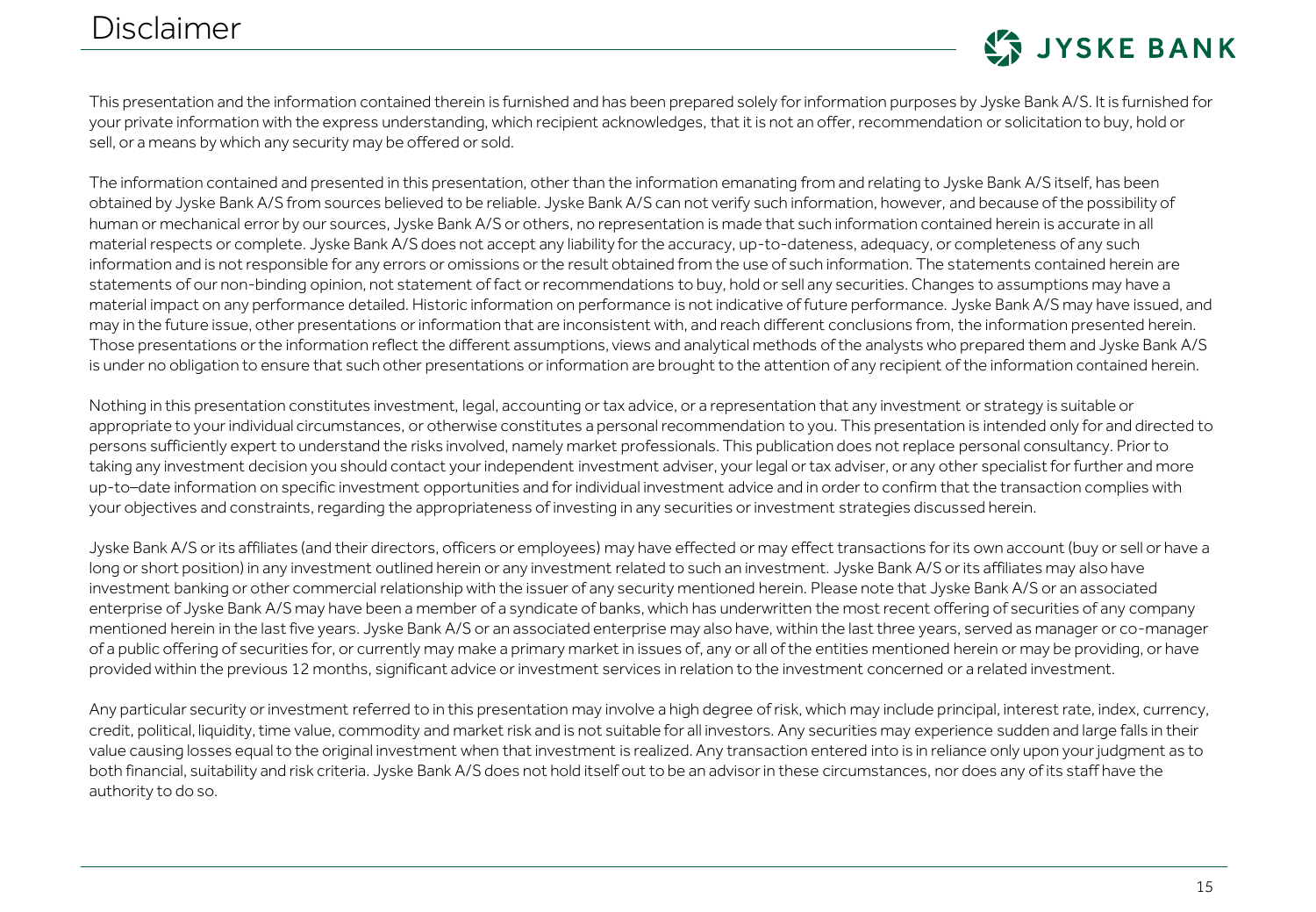# Disclaimer

This presentation and the information contained therein is furnished and has been prepared solely for information purposes by Jyske Bank A/S. It is furnished for your private information with the express understanding, which recipient acknowledges, that it is not an offer, recommendation or solicitation to buy, hold or sell, or a means by which any security may be offered or sold.

The information contained and presented in this presentation, other than the information emanating from and relating to Jyske Bank A/S itself, has been obtained by Jyske Bank A/S from sources believed to be reliable. Jyske Bank A/S can not verify such information, however, and because of the possibility of human or mechanical error by our sources, Jyske Bank A/S or others, no representation is made that such information contained herein is accurate in all material respects or complete. Jyske Bank A/S does not accept any liability for the accuracy, up-to-dateness, adequacy, or completeness of any such information and is not responsible for any errors or omissions or the result obtained from the use of such information. The statements contained herein are statements of our non-binding opinion, not statement of fact or recommendations to buy, hold or sell any securities. Changes to assumptions may have a material impact on any performance detailed. Historic information on performance is not indicative of future performance. Jyske Bank A/S may have issued, and may in the future issue, other presentations or information that are inconsistent with, and reach different conclusions from, the information presented herein. Those presentations or the information reflect the different assumptions, views and analytical methods of the analysts who prepared them and Jyske Bank A/S is under no obligation to ensure that such other presentations or information are brought to the attention of any recipient of the information contained herein.

Nothing in this presentation constitutes investment, legal, accounting or tax advice, or a representation that any investment or strategy is suitable or appropriate to your individual circumstances, or otherwise constitutes a personal recommendation to you. This presentation is intended only for and directed to persons sufficiently expert to understand the risks involved, namely market professionals. This publication does not replace personal consultancy. Prior to taking any investment decision you should contact your independent investment adviser, your legal or tax adviser, or any other specialist for further and more up-to–date information on specific investment opportunities and for individual investment advice and in order to confirm that the transaction complies with your objectives and constraints, regarding the appropriateness of investing in any securities or investment strategies discussed herein.

Jyske Bank A/S or its affiliates (and their directors, officers or employees) may have effected or may effect transactions for its own account (buy or sell or have a long or short position) in any investment outlined herein or any investment related to such an investment. Jyske Bank A/S or its affiliates may also have investment banking or other commercial relationship with the issuer of any security mentioned herein. Please note that Jyske Bank A/S or an associated enterprise of Jyske Bank A/S may have been a member of a syndicate of banks, which has underwritten the most recent offering of securities of any company mentioned herein in the last five years. Jyske Bank A/S or an associated enterprise may also have, within the last three years, served as manager or co-manager of a public offering of securities for, or currently may make a primary market in issues of, any or all of the entities mentioned herein or may be providing, or have provided within the previous 12 months, significant advice or investment services in relation to the investment concerned or a related investment.

Any particular security or investment referred to in this presentation may involve a high degree of risk, which may include principal, interest rate, index, currency, credit, political, liquidity, time value, commodity and market risk and is not suitable for all investors. Any securities may experience sudden and large falls in their value causing losses equal to the original investment when that investment is realized. Any transaction entered into is in reliance only upon your judgment as to both financial, suitability and risk criteria. Jyske Bank A/S does not hold itself out to be an advisor in these circumstances, nor does any of its staff have the authority to do so.